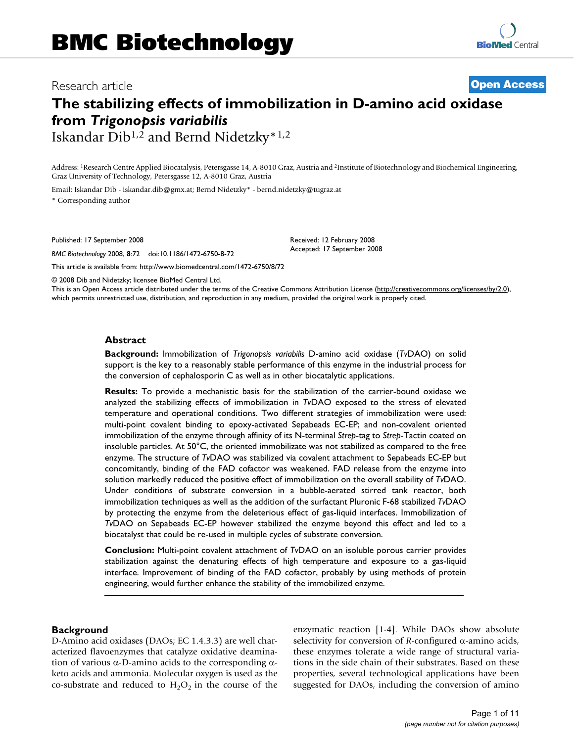BMC Biotechnology

Research article

**Open Access**

# The stabilizing effects of immobilization in D-amino acid oxidase from *Trigonopsis variabilis*

Iskandar Dib[1,2] and Bernd Nidetzky*[1,2]

Address: [1]Research Centre Applied Biocatalysis, Petersgasse 14, A-8010 Graz, Austria and [2]Institute of Biotechnology and Biochemical Engineering, Graz University of Technology, Petersgasse 12, A-8010 Graz, Austria

Email: Iskandar Dib - iskandar.dib@gmx.at; Bernd Nidetzky* - bernd.nidetzky@tugraz.at

\* Corresponding author

Published: 17 September 2008

*BMC Biotechnology* 2008, **8**:72 doi:10.1186/1472-6750-8-72

Received: 12 February 2008
Accepted: 17 September 2008

This article is available from: http://www.biomedcentral.com/1472-6750/8/72

© 2008 Dib and Nidetzky; licensee BioMed Central Ltd.
This is an Open Access article distributed under the terms of the Creative Commons Attribution License (http://creativecommons.org/licenses/by/2.0), which permits unrestricted use, distribution, and reproduction in any medium, provided the original work is properly cited.

## Abstract

**Background:** Immobilization of *Trigonopsis variabilis* D-amino acid oxidase (*Tv*DAO) on solid support is the key to a reasonably stable performance of this enzyme in the industrial process for the conversion of cephalosporin C as well as in other biocatalytic applications.

**Results:** To provide a mechanistic basis for the stabilization of the carrier-bound oxidase we analyzed the stabilizing effects of immobilization in *Tv*DAO exposed to the stress of elevated temperature and operational conditions. Two different strategies of immobilization were used: multi-point covalent binding to epoxy-activated Sepabeads EC-EP; and non-covalent oriented immobilization of the enzyme through affinity of its N-terminal *Strep*-tag to *Strep*-Tactin coated on insoluble particles. At 50°C, the oriented immobilizate was not stabilized as compared to the free enzyme. The structure of *Tv*DAO was stabilized via covalent attachment to Sepabeads EC-EP but concomitantly, binding of the FAD cofactor was weakened. FAD release from the enzyme into solution markedly reduced the positive effect of immobilization on the overall stability of *Tv*DAO. Under conditions of substrate conversion in a bubble-aerated stirred tank reactor, both immobilization techniques as well as the addition of the surfactant Pluronic F-68 stabilized *Tv*DAO by protecting the enzyme from the deleterious effect of gas-liquid interfaces. Immobilization of *Tv*DAO on Sepabeads EC-EP however stabilized the enzyme beyond this effect and led to a biocatalyst that could be re-used in multiple cycles of substrate conversion.

**Conclusion:** Multi-point covalent attachment of *Tv*DAO on an isoluble porous carrier provides stabilization against the denaturing effects of high temperature and exposure to a gas-liquid interface. Improvement of binding of the FAD cofactor, probably by using methods of protein engineering, would further enhance the stability of the immobilized enzyme.

## Background

D-Amino acid oxidases (DAOs; EC 1.4.3.3) are well characterized flavoenzymes that catalyze oxidative deamination of various α-D-amino acids to the corresponding α-keto acids and ammonia. Molecular oxygen is used as the co-substrate and reduced to $H_2O_2$ in the course of the enzymatic reaction [1-4]. While DAOs show absolute selectivity for conversion of *R*-configured α-amino acids, these enzymes tolerate a wide range of structural variations in the side chain of their substrates. Based on these properties, several technological applications have been suggested for DAOs, including the conversion of amino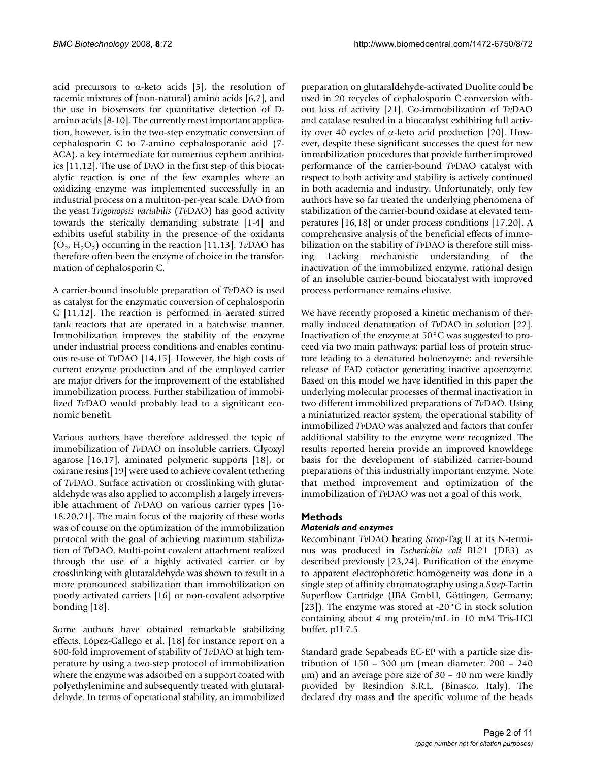acid precursors to α-keto acids [5], the resolution of racemic mixtures of (non-natural) amino acids [6,7], and the use in biosensors for quantitative detection of D-amino acids [8-10]. The currently most important application, however, is in the two-step enzymatic conversion of cephalosporin C to 7-amino cephalosporanic acid (7-ACA), a key intermediate for numerous cephem antibiotics [11,12]. The use of DAO in the first step of this biocatalytic reaction is one of the few examples where an oxidizing enzyme was implemented successfully in an industrial process on a multiton-per-year scale. DAO from the yeast *Trigonopsis variabilis* (*Tv*DAO) has good activity towards the sterically demanding substrate [1-4] and exhibits useful stability in the presence of the oxidants ($O_2$, $H_2O_2$) occurring in the reaction [11,13]. *Tv*DAO has therefore often been the enzyme of choice in the transformation of cephalosporin C.

A carrier-bound insoluble preparation of *Tv*DAO is used as catalyst for the enzymatic conversion of cephalosporin C [11,12]. The reaction is performed in aerated stirred tank reactors that are operated in a batchwise manner. Immobilization improves the stability of the enzyme under industrial process conditions and enables continuous re-use of *Tv*DAO [14,15]. However, the high costs of current enzyme production and of the employed carrier are major drivers for the improvement of the established immobilization process. Further stabilization of immobilized *Tv*DAO would probably lead to a significant economic benefit.

Various authors have therefore addressed the topic of immobilization of *Tv*DAO on insoluble carriers. Glyoxyl agarose [16,17], aminated polymeric supports [18], or oxirane resins [19] were used to achieve covalent tethering of *Tv*DAO. Surface activation or crosslinking with glutaraldehyde was also applied to accomplish a largely irreversible attachment of *Tv*DAO on various carrier types [16-18,20,21]. The main focus of the majority of these works was of course on the optimization of the immobilization protocol with the goal of achieving maximum stabilization of *Tv*DAO. Multi-point covalent attachment realized through the use of a highly activated carrier or by crosslinking with glutaraldehyde was shown to result in a more pronounced stabilization than immobilization on poorly activated carriers [16] or non-covalent adsorptive bonding [18].

Some authors have obtained remarkable stabilizing effects. López-Gallego et al. [18] for instance report on a 600-fold improvement of stability of *Tv*DAO at high temperature by using a two-step protocol of immobilization where the enzyme was adsorbed on a support coated with polyethylenimine and subsequently treated with glutaraldehyde. In terms of operational stability, an immobilized preparation on glutaraldehyde-activated Duolite could be used in 20 recycles of cephalosporin C conversion without loss of activity [21]. Co-immobilization of *Tv*DAO and catalase resulted in a biocatalyst exhibiting full activity over 40 cycles of α-keto acid production [20]. However, despite these significant successes the quest for new immobilization procedures that provide further improved performance of the carrier-bound *Tv*DAO catalyst with respect to both activity and stability is actively continued in both academia and industry. Unfortunately, only few authors have so far treated the underlying phenomena of stabilization of the carrier-bound oxidase at elevated temperatures [16,18] or under process conditions [17,20]. A comprehensive analysis of the beneficial effects of immobilization on the stability of *Tv*DAO is therefore still missing. Lacking mechanistic understanding of the inactivation of the immobilized enzyme, rational design of an insoluble carrier-bound biocatalyst with improved process performance remains elusive.

We have recently proposed a kinetic mechanism of thermally induced denaturation of *Tv*DAO in solution [22]. Inactivation of the enzyme at 50°C was suggested to proceed via two main pathways: partial loss of protein structure leading to a denatured holoenzyme; and reversible release of FAD cofactor generating inactive apoenzyme. Based on this model we have identified in this paper the underlying molecular processes of thermal inactivation in two different immobilized preparations of *Tv*DAO. Using a miniaturized reactor system, the operational stability of immobilized *Tv*DAO was analyzed and factors that confer additional stability to the enzyme were recognized. The results reported herein provide an improved knowldege basis for the development of stabilized carrier-bound preparations of this industrially important enzyme. Note that method improvement and optimization of the immobilization of *Tv*DAO was not a goal of this work.

## Methods

### *Materials and enzymes*

Recombinant *Tv*DAO bearing *Strep*-Tag II at its N-terminus was produced in *Escherichia coli* BL21 (DE3) as described previously [23,24]. Purification of the enzyme to apparent electrophoretic homogeneity was done in a single step of affinity chromatography using a *Strep*-Tactin Superflow Cartridge (IBA GmbH, Göttingen, Germany; [23]). The enzyme was stored at -20°C in stock solution containing about 4 mg protein/mL in 10 mM Tris-HCl buffer, pH 7.5.

Standard grade Sepabeads EC-EP with a particle size distribution of 150 – 300 μm (mean diameter: 200 – 240 μm) and an average pore size of 30 – 40 nm were kindly provided by Resindion S.R.L. (Binasco, Italy). The declared dry mass and the specific volume of the beads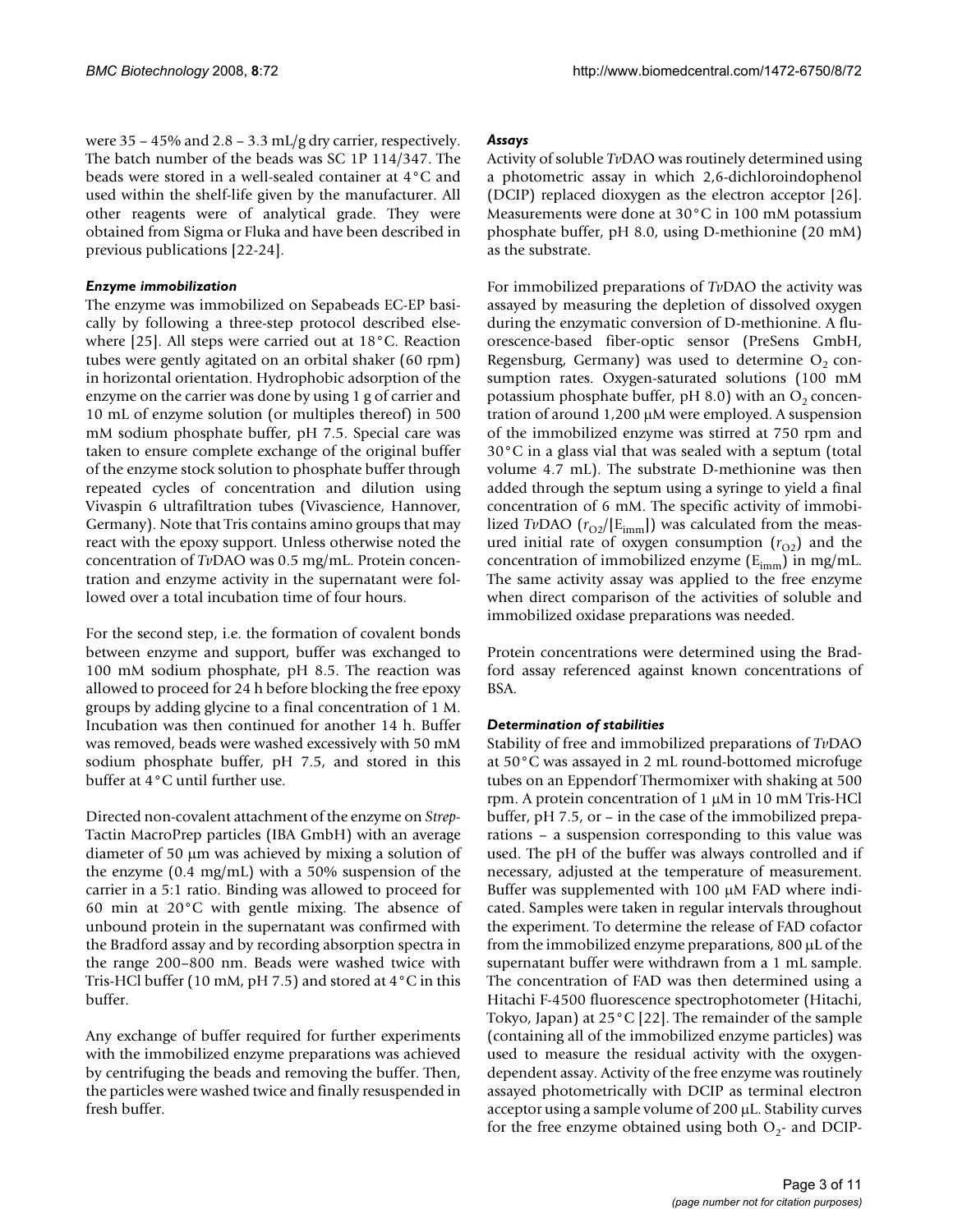were 35 – 45% and 2.8 – 3.3 mL/g dry carrier, respectively. The batch number of the beads was SC 1P 114/347. The beads were stored in a well-sealed container at 4°C and used within the shelf-life given by the manufacturer. All other reagents were of analytical grade. They were obtained from Sigma or Fluka and have been described in previous publications [22-24].

### *Enzyme immobilization*

The enzyme was immobilized on Sepabeads EC-EP basically by following a three-step protocol described elsewhere [25]. All steps were carried out at 18°C. Reaction tubes were gently agitated on an orbital shaker (60 rpm) in horizontal orientation. Hydrophobic adsorption of the enzyme on the carrier was done by using 1 g of carrier and 10 mL of enzyme solution (or multiples thereof) in 500 mM sodium phosphate buffer, pH 7.5. Special care was taken to ensure complete exchange of the original buffer of the enzyme stock solution to phosphate buffer through repeated cycles of concentration and dilution using Vivaspin 6 ultrafiltration tubes (Vivascience, Hannover, Germany). Note that Tris contains amino groups that may react with the epoxy support. Unless otherwise noted the concentration of *Tv*DAO was 0.5 mg/mL. Protein concentration and enzyme activity in the supernatant were followed over a total incubation time of four hours.

For the second step, i.e. the formation of covalent bonds between enzyme and support, buffer was exchanged to 100 mM sodium phosphate, pH 8.5. The reaction was allowed to proceed for 24 h before blocking the free epoxy groups by adding glycine to a final concentration of 1 M. Incubation was then continued for another 14 h. Buffer was removed, beads were washed excessively with 50 mM sodium phosphate buffer, pH 7.5, and stored in this buffer at 4°C until further use.

Directed non-covalent attachment of the enzyme on *Strep*-Tactin MacroPrep particles (IBA GmbH) with an average diameter of 50 μm was achieved by mixing a solution of the enzyme (0.4 mg/mL) with a 50% suspension of the carrier in a 5:1 ratio. Binding was allowed to proceed for 60 min at 20°C with gentle mixing. The absence of unbound protein in the supernatant was confirmed with the Bradford assay and by recording absorption spectra in the range 200–800 nm. Beads were washed twice with Tris-HCl buffer (10 mM, pH 7.5) and stored at 4°C in this buffer.

Any exchange of buffer required for further experiments with the immobilized enzyme preparations was achieved by centrifuging the beads and removing the buffer. Then, the particles were washed twice and finally resuspended in fresh buffer.

### *Assays*

Activity of soluble *Tv*DAO was routinely determined using a photometric assay in which 2,6-dichloroindophenol (DCIP) replaced dioxygen as the electron acceptor [26]. Measurements were done at 30°C in 100 mM potassium phosphate buffer, pH 8.0, using D-methionine (20 mM) as the substrate.

For immobilized preparations of *Tv*DAO the activity was assayed by measuring the depletion of dissolved oxygen during the enzymatic conversion of D-methionine. A fluorescence-based fiber-optic sensor (PreSens GmbH, Regensburg, Germany) was used to determine $O_2$ consumption rates. Oxygen-saturated solutions (100 mM potassium phosphate buffer, pH 8.0) with an $O_2$ concentration of around 1,200 μM were employed. A suspension of the immobilized enzyme was stirred at 750 rpm and 30°C in a glass vial that was sealed with a septum (total volume 4.7 mL). The substrate D-methionine was then added through the septum using a syringe to yield a final concentration of 6 mM. The specific activity of immobilized *Tv*DAO ($r_{O2}/[E_{imm}]$) was calculated from the measured initial rate of oxygen consumption ($r_{O2}$) and the concentration of immobilized enzyme ($E_{imm}$) in mg/mL. The same activity assay was applied to the free enzyme when direct comparison of the activities of soluble and immobilized oxidase preparations was needed.

Protein concentrations were determined using the Bradford assay referenced against known concentrations of BSA.

### *Determination of stabilities*

Stability of free and immobilized preparations of *Tv*DAO at 50°C was assayed in 2 mL round-bottomed microfuge tubes on an Eppendorf Thermomixer with shaking at 500 rpm. A protein concentration of 1 μM in 10 mM Tris-HCl buffer, pH 7.5, or – in the case of the immobilized preparations – a suspension corresponding to this value was used. The pH of the buffer was always controlled and if necessary, adjusted at the temperature of measurement. Buffer was supplemented with 100 μM FAD where indicated. Samples were taken in regular intervals throughout the experiment. To determine the release of FAD cofactor from the immobilized enzyme preparations, 800 μL of the supernatant buffer were withdrawn from a 1 mL sample. The concentration of FAD was then determined using a Hitachi F-4500 fluorescence spectrophotometer (Hitachi, Tokyo, Japan) at 25°C [22]. The remainder of the sample (containing all of the immobilized enzyme particles) was used to measure the residual activity with the oxygen-dependent assay. Activity of the free enzyme was routinely assayed photometrically with DCIP as terminal electron acceptor using a sample volume of 200 μL. Stability curves for the free enzyme obtained using both $O_2$- and DCIP-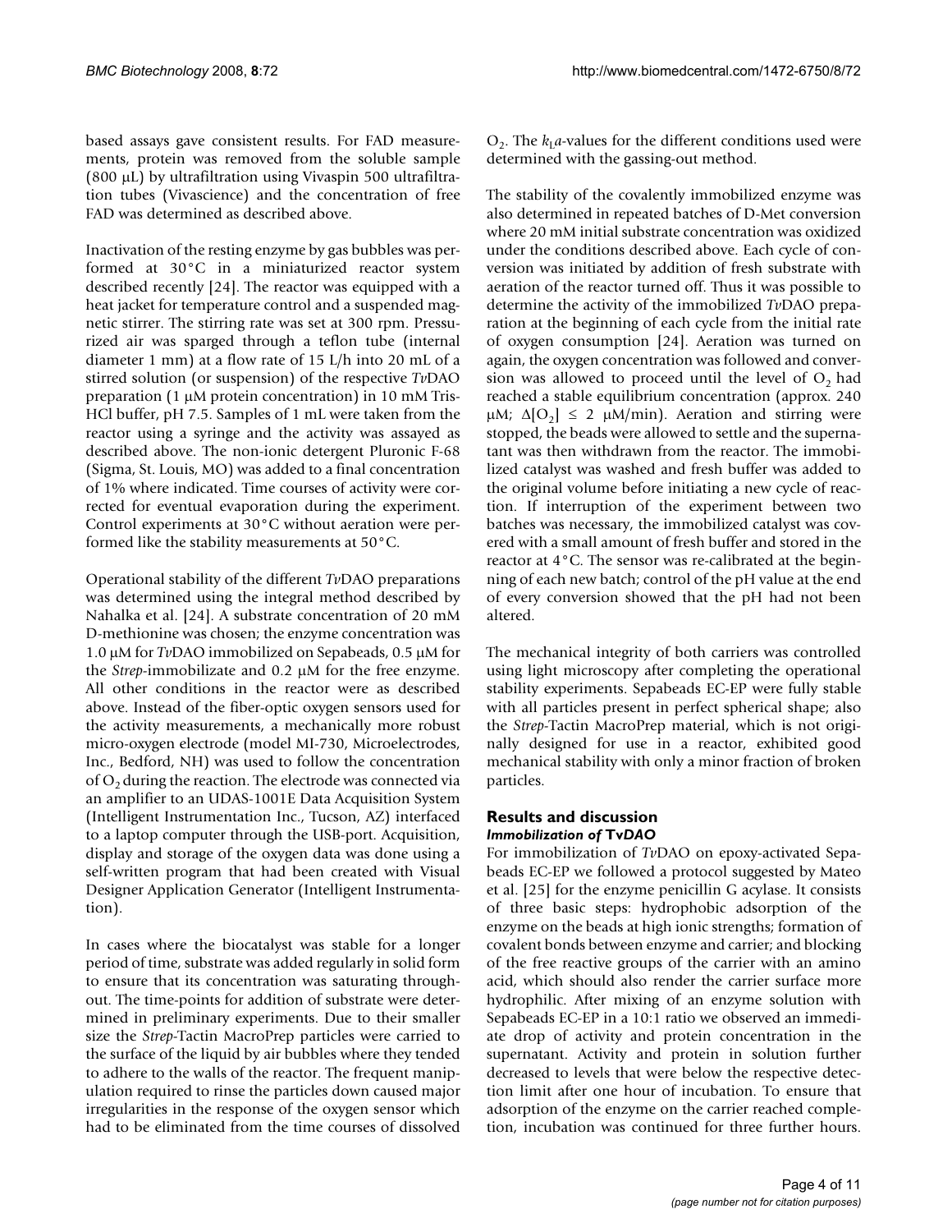based assays gave consistent results. For FAD measurements, protein was removed from the soluble sample (800 μL) by ultrafiltration using Vivaspin 500 ultrafiltration tubes (Vivascience) and the concentration of free FAD was determined as described above.

Inactivation of the resting enzyme by gas bubbles was performed at 30°C in a miniaturized reactor system described recently [24]. The reactor was equipped with a heat jacket for temperature control and a suspended magnetic stirrer. The stirring rate was set at 300 rpm. Pressurized air was sparged through a teflon tube (internal diameter 1 mm) at a flow rate of 15 L/h into 20 mL of a stirred solution (or suspension) of the respective *Tv*DAO preparation (1 μM protein concentration) in 10 mM Tris-HCl buffer, pH 7.5. Samples of 1 mL were taken from the reactor using a syringe and the activity was assayed as described above. The non-ionic detergent Pluronic F-68 (Sigma, St. Louis, MO) was added to a final concentration of 1% where indicated. Time courses of activity were corrected for eventual evaporation during the experiment. Control experiments at 30°C without aeration were performed like the stability measurements at 50°C.

Operational stability of the different *Tv*DAO preparations was determined using the integral method described by Nahalka et al. [24]. A substrate concentration of 20 mM D-methionine was chosen; the enzyme concentration was 1.0 μM for *Tv*DAO immobilized on Sepabeads, 0.5 μM for the *Strep*-immobilizate and 0.2 μM for the free enzyme. All other conditions in the reactor were as described above. Instead of the fiber-optic oxygen sensors used for the activity measurements, a mechanically more robust micro-oxygen electrode (model MI-730, Microelectrodes, Inc., Bedford, NH) was used to follow the concentration of $O_2$ during the reaction. The electrode was connected via an amplifier to an UDAS-1001E Data Acquisition System (Intelligent Instrumentation Inc., Tucson, AZ) interfaced to a laptop computer through the USB-port. Acquisition, display and storage of the oxygen data was done using a self-written program that had been created with Visual Designer Application Generator (Intelligent Instrumentation).

In cases where the biocatalyst was stable for a longer period of time, substrate was added regularly in solid form to ensure that its concentration was saturating throughout. The time-points for addition of substrate were determined in preliminary experiments. Due to their smaller size the *Strep*-Tactin MacroPrep particles were carried to the surface of the liquid by air bubbles where they tended to adhere to the walls of the reactor. The frequent manipulation required to rinse the particles down caused major irregularities in the response of the oxygen sensor which had to be eliminated from the time courses of dissolved $O_2$. The $k_La$-values for the different conditions used were determined with the gassing-out method.

The stability of the covalently immobilized enzyme was also determined in repeated batches of D-Met conversion where 20 mM initial substrate concentration was oxidized under the conditions described above. Each cycle of conversion was initiated by addition of fresh substrate with aeration of the reactor turned off. Thus it was possible to determine the activity of the immobilized *Tv*DAO preparation at the beginning of each cycle from the initial rate of oxygen consumption [24]. Aeration was turned on again, the oxygen concentration was followed and conversion was allowed to proceed until the level of $O_2$ had reached a stable equilibrium concentration (approx. 240 μM; $\Delta[O_2] \leq 2$ μM/min). Aeration and stirring were stopped, the beads were allowed to settle and the supernatant was then withdrawn from the reactor. The immobilized catalyst was washed and fresh buffer was added to the original volume before initiating a new cycle of reaction. If interruption of the experiment between two batches was necessary, the immobilized catalyst was covered with a small amount of fresh buffer and stored in the reactor at 4°C. The sensor was re-calibrated at the beginning of each new batch; control of the pH value at the end of every conversion showed that the pH had not been altered.

The mechanical integrity of both carriers was controlled using light microscopy after completing the operational stability experiments. Sepabeads EC-EP were fully stable with all particles present in perfect spherical shape; also the *Strep*-Tactin MacroPrep material, which is not originally designed for use in a reactor, exhibited good mechanical stability with only a minor fraction of broken particles.

## Results and discussion

### *Immobilization of* *Tv*DAO

For immobilization of *Tv*DAO on epoxy-activated Sepabeads EC-EP we followed a protocol suggested by Mateo et al. [25] for the enzyme penicillin G acylase. It consists of three basic steps: hydrophobic adsorption of the enzyme on the beads at high ionic strengths; formation of covalent bonds between enzyme and carrier; and blocking of the free reactive groups of the carrier with an amino acid, which should also render the carrier surface more hydrophilic. After mixing of an enzyme solution with Sepabeads EC-EP in a 10:1 ratio we observed an immediate drop of activity and protein concentration in the supernatant. Activity and protein in solution further decreased to levels that were below the respective detection limit after one hour of incubation. To ensure that adsorption of the enzyme on the carrier reached completion, incubation was continued for three further hours.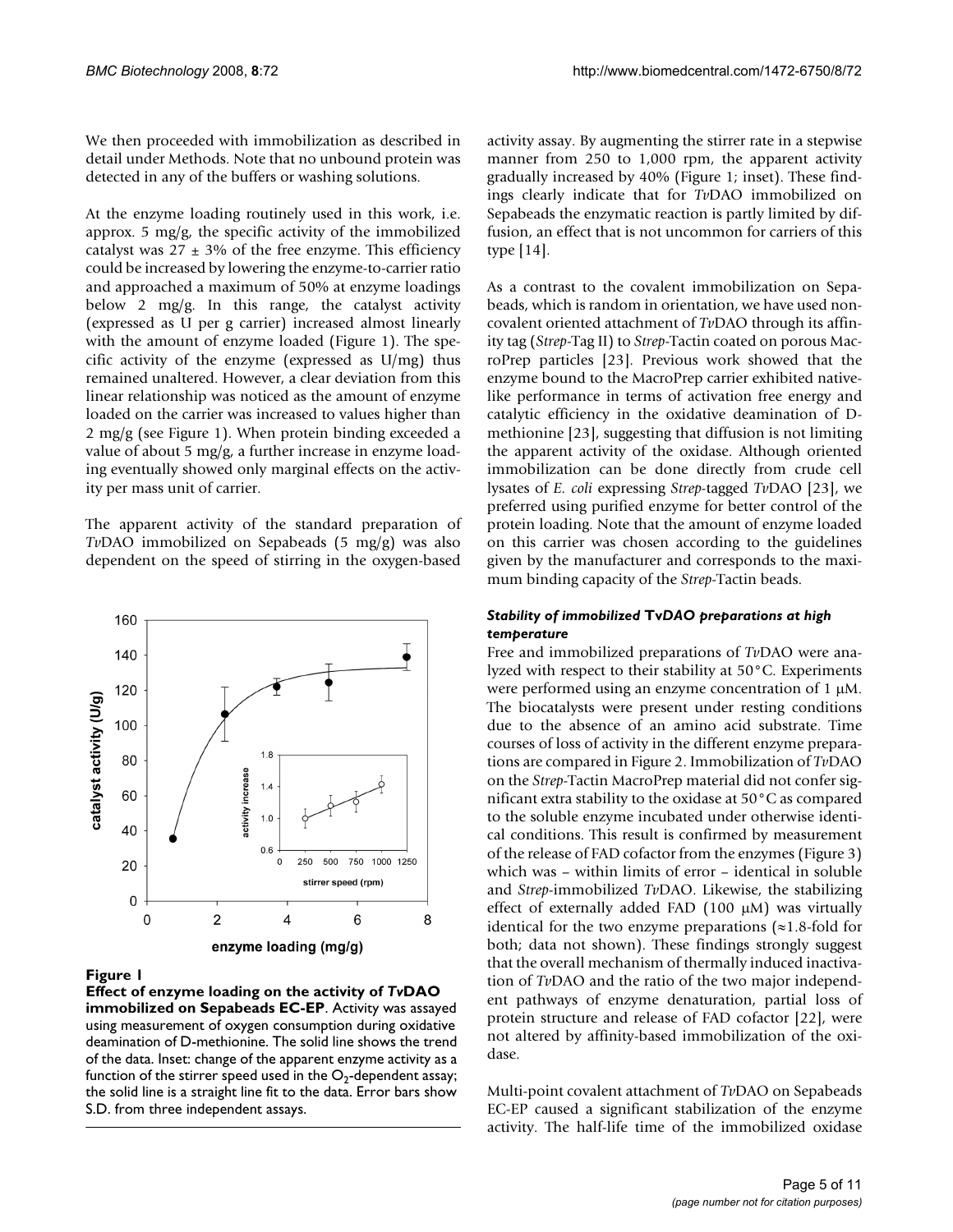We then proceeded with immobilization as described in detail under Methods. Note that no unbound protein was detected in any of the buffers or washing solutions.

At the enzyme loading routinely used in this work, i.e. approx. 5 mg/g, the specific activity of the immobilized catalyst was 27 ± 3% of the free enzyme. This efficiency could be increased by lowering the enzyme-to-carrier ratio and approached a maximum of 50% at enzyme loadings below 2 mg/g. In this range, the catalyst activity (expressed as U per g carrier) increased almost linearly with the amount of enzyme loaded (Figure 1). The specific activity of the enzyme (expressed as U/mg) thus remained unaltered. However, a clear deviation from this linear relationship was noticed as the amount of enzyme loaded on the carrier was increased to values higher than 2 mg/g (see Figure 1). When protein binding exceeded a value of about 5 mg/g, a further increase in enzyme loading eventually showed only marginal effects on the activity per mass unit of carrier.

The apparent activity of the standard preparation of *Tv*DAO immobilized on Sepabeads (5 mg/g) was also dependent on the speed of stirring in the oxygen-based activity assay. By augmenting the stirrer rate in a stepwise manner from 250 to 1,000 rpm, the apparent activity gradually increased by 40% (Figure 1; inset). These findings clearly indicate that for *Tv*DAO immobilized on Sepabeads the enzymatic reaction is partly limited by diffusion, an effect that is not uncommon for carriers of this type [14].

**Figure 1**

**Effect of enzyme loading on the activity of *Tv*DAO immobilized on Sepabeads EC-EP**. Activity was assayed using measurement of oxygen consumption during oxidative deamination of D-methionine. The solid line shows the trend of the data. Inset: change of the apparent enzyme activity as a function of the stirrer speed used in the $O_2$-dependent assay; the solid line is a straight line fit to the data. Error bars show S.D. from three independent assays.

As a contrast to the covalent immobilization on Sepabeads, which is random in orientation, we have used non-covalent oriented attachment of *Tv*DAO through its affinity tag (*Strep*-Tag II) to *Strep*-Tactin coated on porous MacroPrep particles [23]. Previous work showed that the enzyme bound to the MacroPrep carrier exhibited native-like performance in terms of activation free energy and catalytic efficiency in the oxidative deamination of D-methionine [23], suggesting that diffusion is not limiting the apparent activity of the oxidase. Although oriented immobilization can be done directly from crude cell lysates of *E. coli* expressing *Strep*-tagged *Tv*DAO [23], we preferred using purified enzyme for better control of the protein loading. Note that the amount of enzyme loaded on this carrier was chosen according to the guidelines given by the manufacturer and corresponds to the maximum binding capacity of the *Strep*-Tactin beads.

### *Stability of immobilized* TvDAO *preparations at high temperature*

Free and immobilized preparations of *Tv*DAO were analyzed with respect to their stability at 50°C. Experiments were performed using an enzyme concentration of 1 μM. The biocatalysts were present under resting conditions due to the absence of an amino acid substrate. Time courses of loss of activity in the different enzyme preparations are compared in Figure 2. Immobilization of *Tv*DAO on the *Strep*-Tactin MacroPrep material did not confer significant extra stability to the oxidase at 50°C as compared to the soluble enzyme incubated under otherwise identical conditions. This result is confirmed by measurement of the release of FAD cofactor from the enzymes (Figure 3) which was – within limits of error – identical in soluble and *Strep*-immobilized *Tv*DAO. Likewise, the stabilizing effect of externally added FAD (100 μM) was virtually identical for the two enzyme preparations (≈1.8-fold for both; data not shown). These findings strongly suggest that the overall mechanism of thermally induced inactivation of *Tv*DAO and the ratio of the two major independent pathways of enzyme denaturation, partial loss of protein structure and release of FAD cofactor [22], were not altered by affinity-based immobilization of the oxidase.

Multi-point covalent attachment of *Tv*DAO on Sepabeads EC-EP caused a significant stabilization of the enzyme activity. The half-life time of the immobilized oxidase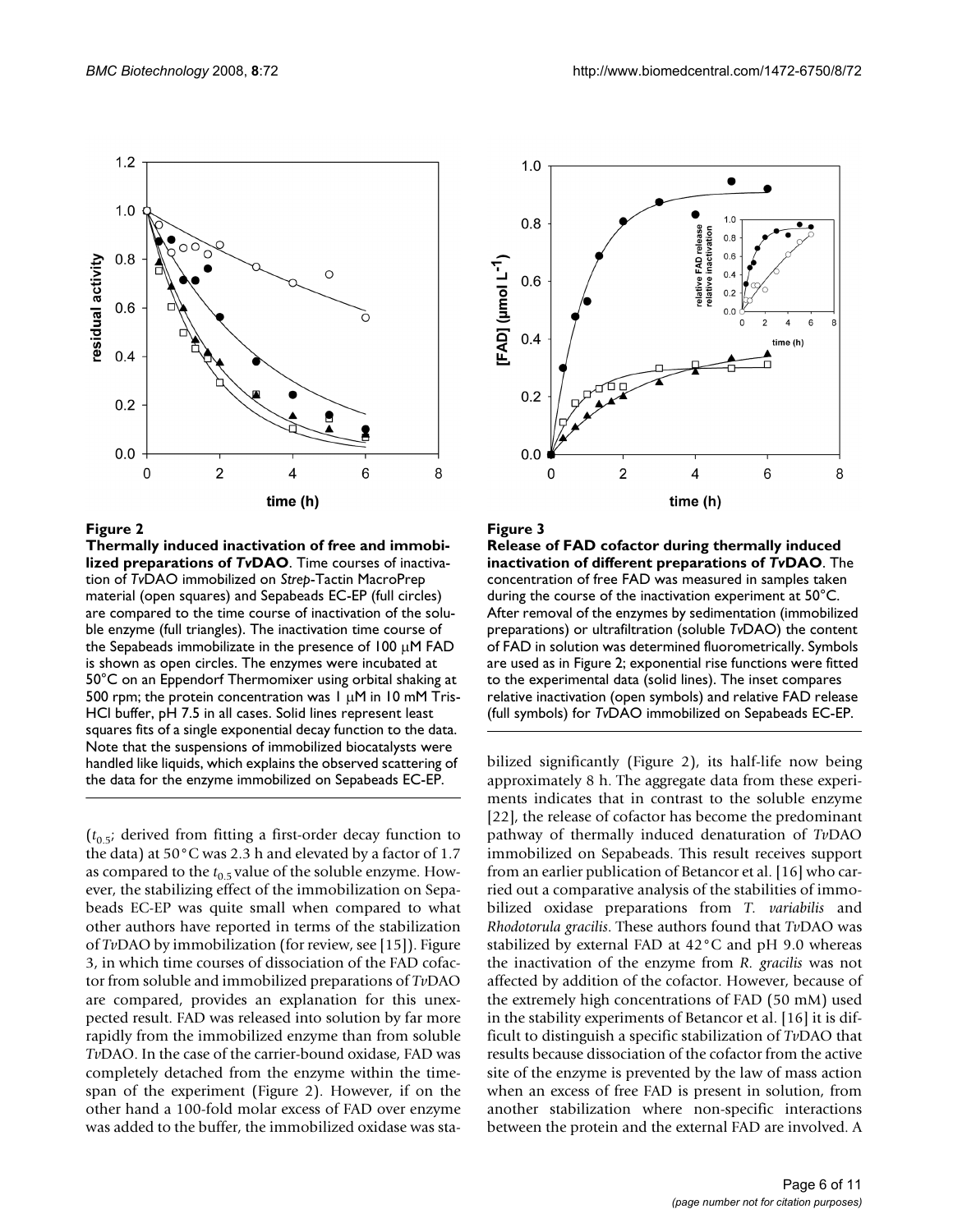**Figure 2**

**Thermally induced inactivation of free and immobilized preparations of *Tv*DAO**. Time courses of inactivation of *Tv*DAO immobilized on *Strep*-Tactin MacroPrep material (open squares) and Sepabeads EC-EP (full circles) are compared to the time course of inactivation of the soluble enzyme (full triangles). The inactivation time course of the Sepabeads immobilizate in the presence of 100 μM FAD is shown as open circles. The enzymes were incubated at 50°C on an Eppendorf Thermomixer using orbital shaking at 500 rpm; the protein concentration was 1 μM in 10 mM Tris-HCl buffer, pH 7.5 in all cases. Solid lines represent least squares fits of a single exponential decay function to the data. Note that the suspensions of immobilized biocatalysts were handled like liquids, which explains the observed scattering of the data for the enzyme immobilized on Sepabeads EC-EP.

**Figure 3**

**Release of FAD cofactor during thermally induced inactivation of different preparations of *Tv*DAO**. The concentration of free FAD was measured in samples taken during the course of the inactivation experiment at 50°C. After removal of the enzymes by sedimentation (immobilized preparations) or ultrafiltration (soluble *Tv*DAO) the content of FAD in solution was determined fluorometrically. Symbols are used as in Figure 2; exponential rise functions were fitted to the experimental data (solid lines). The inset compares relative inactivation (open symbols) and relative FAD release (full symbols) for *Tv*DAO immobilized on Sepabeads EC-EP.

($t_{0.5}$; derived from fitting a first-order decay function to the data) at 50°C was 2.3 h and elevated by a factor of 1.7 as compared to the $t_{0.5}$ value of the soluble enzyme. However, the stabilizing effect of the immobilization on Sepabeads EC-EP was quite small when compared to what other authors have reported in terms of the stabilization of *Tv*DAO by immobilization (for review, see [15]). Figure 3, in which time courses of dissociation of the FAD cofactor from soluble and immobilized preparations of *Tv*DAO are compared, provides an explanation for this unexpected result. FAD was released into solution by far more rapidly from the immobilized enzyme than from soluble *Tv*DAO. In the case of the carrier-bound oxidase, FAD was completely detached from the enzyme within the timespan of the experiment (Figure 2). However, if on the other hand a 100-fold molar excess of FAD over enzyme was added to the buffer, the immobilized oxidase was stabilized significantly (Figure 2), its half-life now being approximately 8 h. The aggregate data from these experiments indicates that in contrast to the soluble enzyme [22], the release of cofactor has become the predominant pathway of thermally induced denaturation of *Tv*DAO immobilized on Sepabeads. This result receives support from an earlier publication of Betancor et al. [16] who carried out a comparative analysis of the stabilities of immobilized oxidase preparations from *T. variabilis* and *Rhodotorula gracilis*. These authors found that *Tv*DAO was stabilized by external FAD at 42°C and pH 9.0 whereas the inactivation of the enzyme from *R. gracilis* was not affected by addition of the cofactor. However, because of the extremely high concentrations of FAD (50 mM) used in the stability experiments of Betancor et al. [16] it is difficult to distinguish a specific stabilization of *Tv*DAO that results because dissociation of the cofactor from the active site of the enzyme is prevented by the law of mass action when an excess of free FAD is present in solution, from another stabilization where non-specific interactions between the protein and the external FAD are involved. A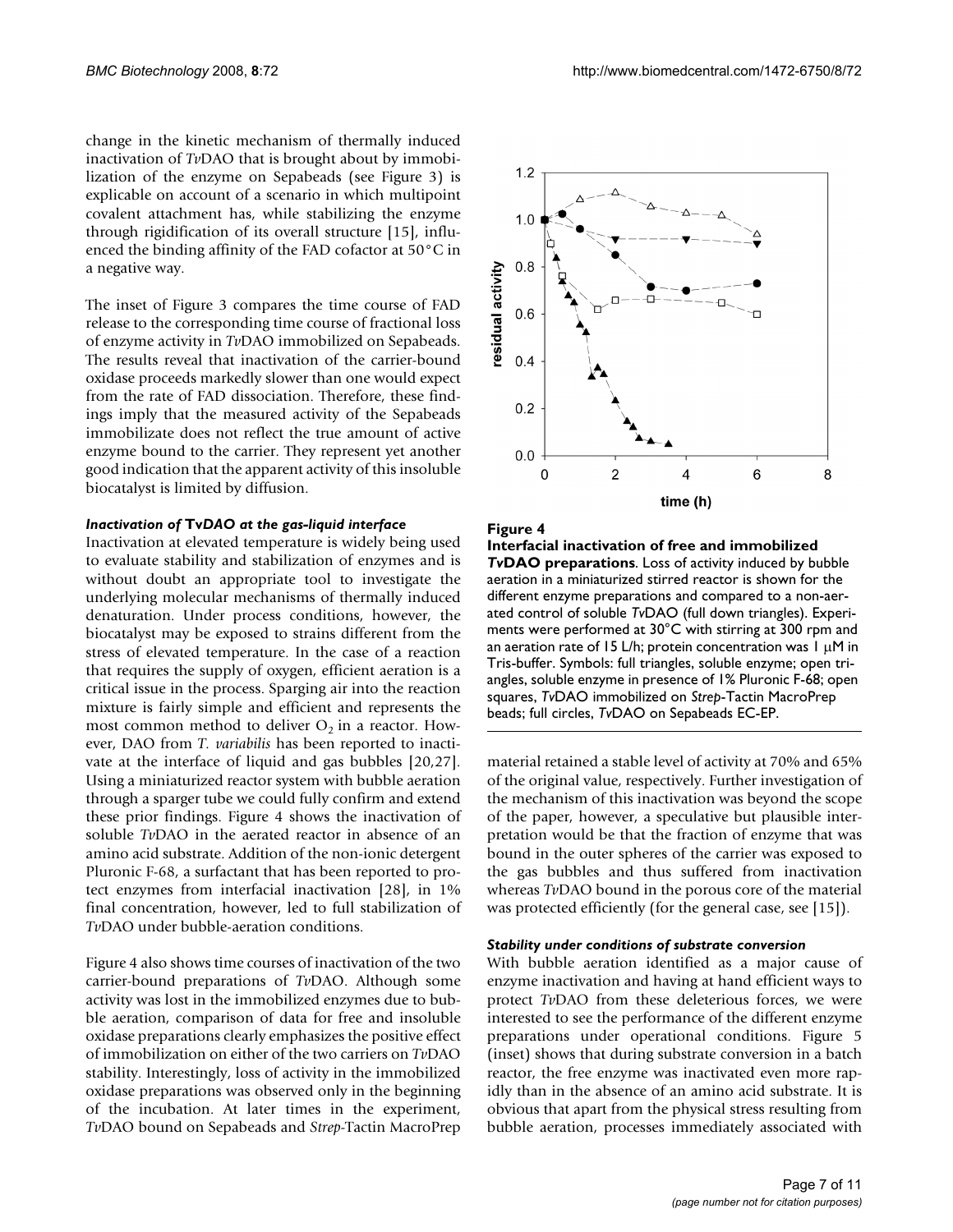change in the kinetic mechanism of thermally induced inactivation of *Tv*DAO that is brought about by immobilization of the enzyme on Sepabeads (see Figure 3) is explicable on account of a scenario in which multipoint covalent attachment has, while stabilizing the enzyme through rigidification of its overall structure [15], influenced the binding affinity of the FAD cofactor at 50°C in a negative way.

The inset of Figure 3 compares the time course of FAD release to the corresponding time course of fractional loss of enzyme activity in *Tv*DAO immobilized on Sepabeads. The results reveal that inactivation of the carrier-bound oxidase proceeds markedly slower than one would expect from the rate of FAD dissociation. Therefore, these findings imply that the measured activity of the Sepabeads immobilizate does not reflect the true amount of active enzyme bound to the carrier. They represent yet another good indication that the apparent activity of this insoluble biocatalyst is limited by diffusion.

### *Inactivation of* **Tv***DAO at the gas-liquid interface*

Inactivation at elevated temperature is widely being used to evaluate stability and stabilization of enzymes and is without doubt an appropriate tool to investigate the underlying molecular mechanisms of thermally induced denaturation. Under process conditions, however, the biocatalyst may be exposed to strains different from the stress of elevated temperature. In the case of a reaction that requires the supply of oxygen, efficient aeration is a critical issue in the process. Sparging air into the reaction mixture is fairly simple and efficient and represents the most common method to deliver $O_2$ in a reactor. However, DAO from *T. variabilis* has been reported to inactivate at the interface of liquid and gas bubbles [20,27]. Using a miniaturized reactor system with bubble aeration through a sparger tube we could fully confirm and extend these prior findings. Figure 4 shows the inactivation of soluble *Tv*DAO in the aerated reactor in absence of an amino acid substrate. Addition of the non-ionic detergent Pluronic F-68, a surfactant that has been reported to protect enzymes from interfacial inactivation [28], in 1% final concentration, however, led to full stabilization of *Tv*DAO under bubble-aeration conditions.

Figure 4 also shows time courses of inactivation of the two carrier-bound preparations of *Tv*DAO. Although some activity was lost in the immobilized enzymes due to bubble aeration, comparison of data for free and insoluble oxidase preparations clearly emphasizes the positive effect of immobilization on either of the two carriers on *Tv*DAO stability. Interestingly, loss of activity in the immobilized oxidase preparations was observed only in the beginning of the incubation. At later times in the experiment, *Tv*DAO bound on Sepabeads and *Strep*-Tactin MacroPrep

**Figure 4**

**Interfacial inactivation of free and immobilized *Tv*DAO preparations**. Loss of activity induced by bubble aeration in a miniaturized stirred reactor is shown for the different enzyme preparations and compared to a non-aerated control of soluble *Tv*DAO (full down triangles). Experiments were performed at 30°C with stirring at 300 rpm and an aeration rate of 15 L/h; protein concentration was 1 μM in Tris-buffer. Symbols: full triangles, soluble enzyme; open triangles, soluble enzyme in presence of 1% Pluronic F-68; open squares, *Tv*DAO immobilized on *Strep*-Tactin MacroPrep beads; full circles, *Tv*DAO on Sepabeads EC-EP.

material retained a stable level of activity at 70% and 65% of the original value, respectively. Further investigation of the mechanism of this inactivation was beyond the scope of the paper, however, a speculative but plausible interpretation would be that the fraction of enzyme that was bound in the outer spheres of the carrier was exposed to the gas bubbles and thus suffered from inactivation whereas *Tv*DAO bound in the porous core of the material was protected efficiently (for the general case, see [15]).

### *Stability under conditions of substrate conversion*

With bubble aeration identified as a major cause of enzyme inactivation and having at hand efficient ways to protect *Tv*DAO from these deleterious forces, we were interested to see the performance of the different enzyme preparations under operational conditions. Figure 5 (inset) shows that during substrate conversion in a batch reactor, the free enzyme was inactivated even more rapidly than in the absence of an amino acid substrate. It is obvious that apart from the physical stress resulting from bubble aeration, processes immediately associated with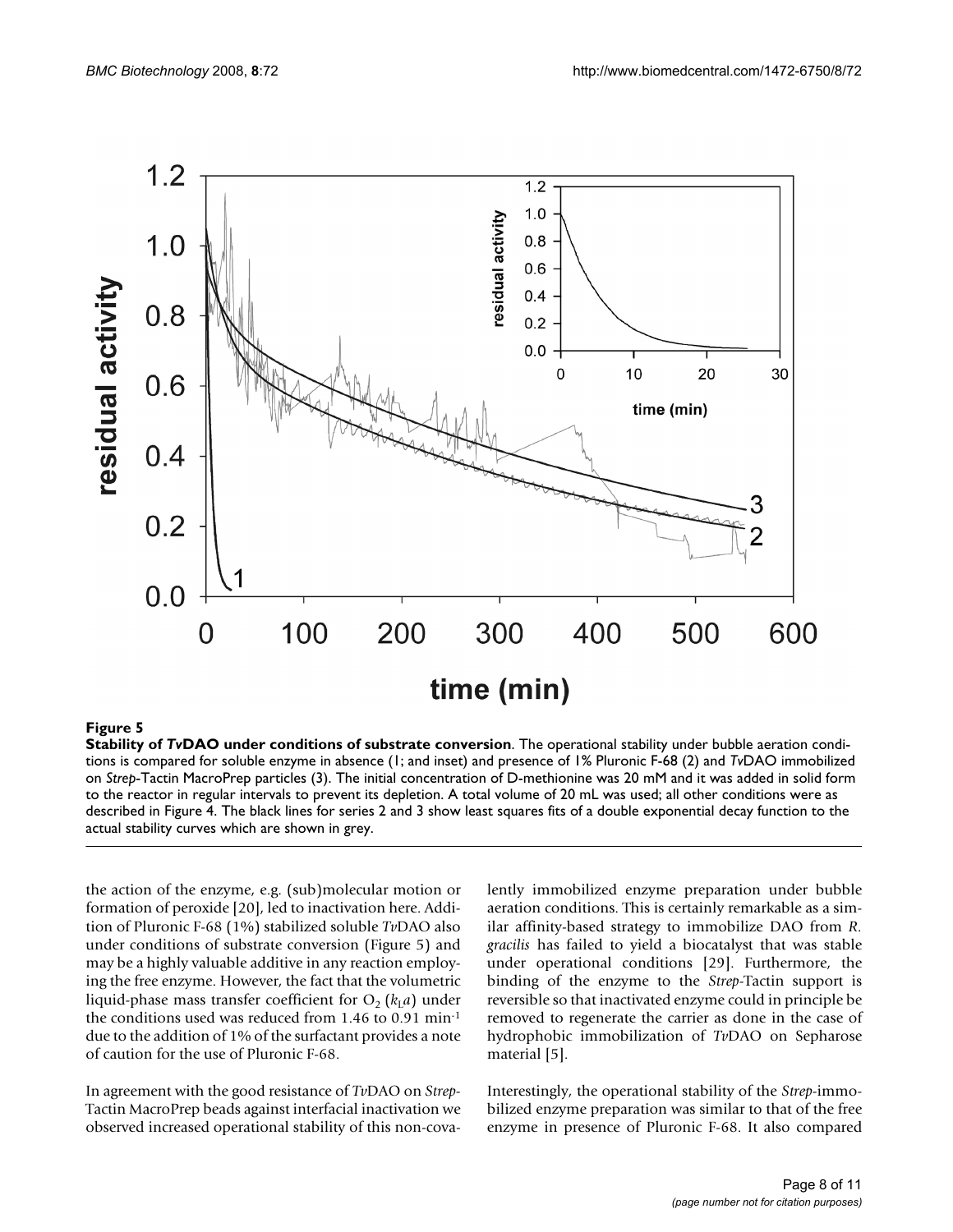**Figure 5**

**Stability of *Tv*DAO under conditions of substrate conversion**. The operational stability under bubble aeration conditions is compared for soluble enzyme in absence (1; and inset) and presence of 1% Pluronic F-68 (2) and *Tv*DAO immobilized on *Strep*-Tactin MacroPrep particles (3). The initial concentration of D-methionine was 20 mM and it was added in solid form to the reactor in regular intervals to prevent its depletion. A total volume of 20 mL was used; all other conditions were as described in Figure 4. The black lines for series 2 and 3 show least squares fits of a double exponential decay function to the actual stability curves which are shown in grey.

the action of the enzyme, e.g. (sub)molecular motion or formation of peroxide [20], led to inactivation here. Addition of Pluronic F-68 (1%) stabilized soluble *Tv*DAO also under conditions of substrate conversion (Figure 5) and may be a highly valuable additive in any reaction employing the free enzyme. However, the fact that the volumetric liquid-phase mass transfer coefficient for $O_2$ ($k_La$) under the conditions used was reduced from 1.46 to 0.91 $min^{-1}$ due to the addition of 1% of the surfactant provides a note of caution for the use of Pluronic F-68.

In agreement with the good resistance of *Tv*DAO on *Strep*-Tactin MacroPrep beads against interfacial inactivation we observed increased operational stability of this non-covalently immobilized enzyme preparation under bubble aeration conditions. This is certainly remarkable as a similar affinity-based strategy to immobilize DAO from *R. gracilis* has failed to yield a biocatalyst that was stable under operational conditions [29]. Furthermore, the binding of the enzyme to the *Strep*-Tactin support is reversible so that inactivated enzyme could in principle be removed to regenerate the carrier as done in the case of hydrophobic immobilization of *Tv*DAO on Sepharose material [5].

Interestingly, the operational stability of the *Strep*-immobilized enzyme preparation was similar to that of the free enzyme in presence of Pluronic F-68. It also compared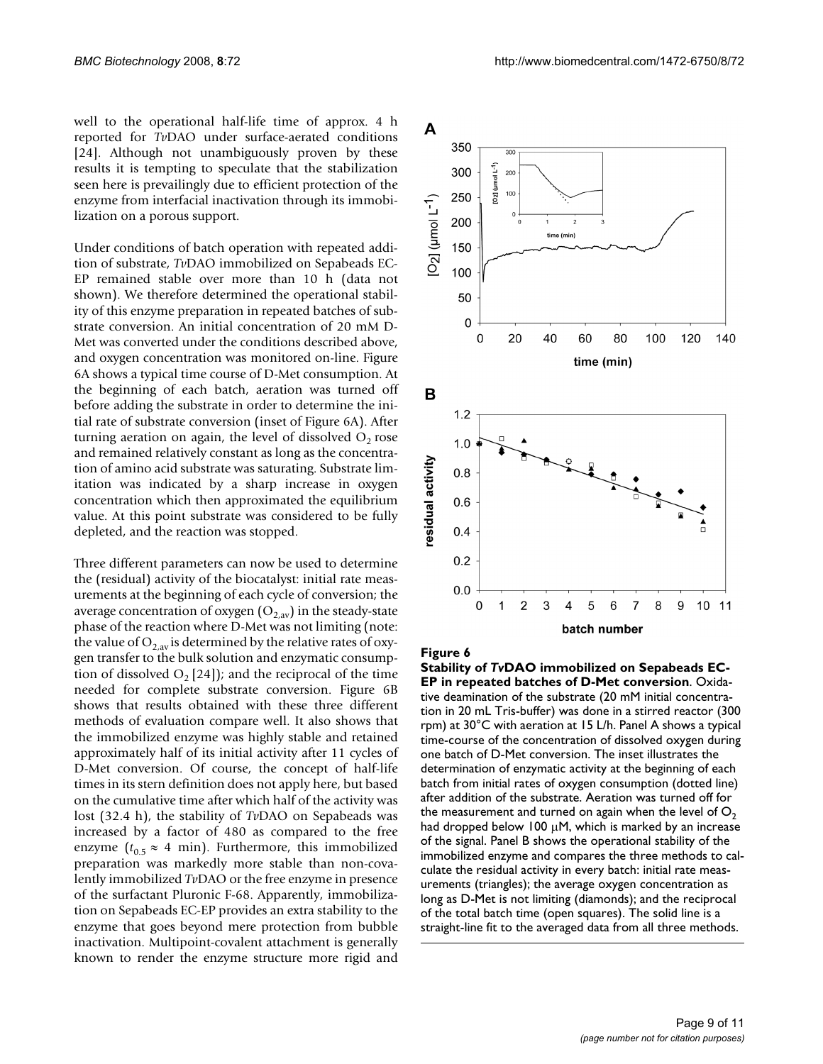well to the operational half-life time of approx. 4 h reported for *Tv*DAO under surface-aerated conditions [24]. Although not unambiguously proven by these results it is tempting to speculate that the stabilization seen here is prevailingly due to efficient protection of the enzyme from interfacial inactivation through its immobilization on a porous support.

Under conditions of batch operation with repeated addition of substrate, *Tv*DAO immobilized on Sepabeads EC-EP remained stable over more than 10 h (data not shown). We therefore determined the operational stability of this enzyme preparation in repeated batches of substrate conversion. An initial concentration of 20 mM D-Met was converted under the conditions described above, and oxygen concentration was monitored on-line. Figure 6A shows a typical time course of D-Met consumption. At the beginning of each batch, aeration was turned off before adding the substrate in order to determine the initial rate of substrate conversion (inset of Figure 6A). After turning aeration on again, the level of dissolved $O_2$ rose and remained relatively constant as long as the concentration of amino acid substrate was saturating. Substrate limitation was indicated by a sharp increase in oxygen concentration which then approximated the equilibrium value. At this point substrate was considered to be fully depleted, and the reaction was stopped.

Three different parameters can now be used to determine the (residual) activity of the biocatalyst: initial rate measurements at the beginning of each cycle of conversion; the average concentration of oxygen ($O_{2,av}$) in the steady-state phase of the reaction where D-Met was not limiting (note: the value of $O_{2,av}$ is determined by the relative rates of oxygen transfer to the bulk solution and enzymatic consumption of dissolved $O_2$ [24]); and the reciprocal of the time needed for complete substrate conversion. Figure 6B shows that results obtained with these three different methods of evaluation compare well. It also shows that the immobilized enzyme was highly stable and retained approximately half of its initial activity after 11 cycles of D-Met conversion. Of course, the concept of half-life times in its stern definition does not apply here, but based on the cumulative time after which half of the activity was lost (32.4 h), the stability of *Tv*DAO on Sepabeads was increased by a factor of 480 as compared to the free enzyme ($t_{0.5} \approx 4$ min). Furthermore, this immobilized preparation was markedly more stable than non-covalently immobilized *Tv*DAO or the free enzyme in presence of the surfactant Pluronic F-68. Apparently, immobilization on Sepabeads EC-EP provides an extra stability to the enzyme that goes beyond mere protection from bubble inactivation. Multipoint-covalent attachment is generally known to render the enzyme structure more rigid and

**Figure 6**

**Stability of *Tv*DAO immobilized on Sepabeads EC-EP in repeated batches of D-Met conversion**. Oxidative deamination of the substrate (20 mM initial concentration in 20 mL Tris-buffer) was done in a stirred reactor (300 rpm) at 30°C with aeration at 15 L/h. Panel A shows a typical time-course of the concentration of dissolved oxygen during one batch of D-Met conversion. The inset illustrates the determination of enzymatic activity at the beginning of each batch from initial rates of oxygen consumption (dotted line) after addition of the substrate. Aeration was turned off for the measurement and turned on again when the level of $O_2$ had dropped below 100 μM, which is marked by an increase of the signal. Panel B shows the operational stability of the immobilized enzyme and compares the three methods to calculate the residual activity in every batch: initial rate measurements (triangles); the average oxygen concentration as long as D-Met is not limiting (diamonds); and the reciprocal of the total batch time (open squares). The solid line is a straight-line fit to the averaged data from all three methods.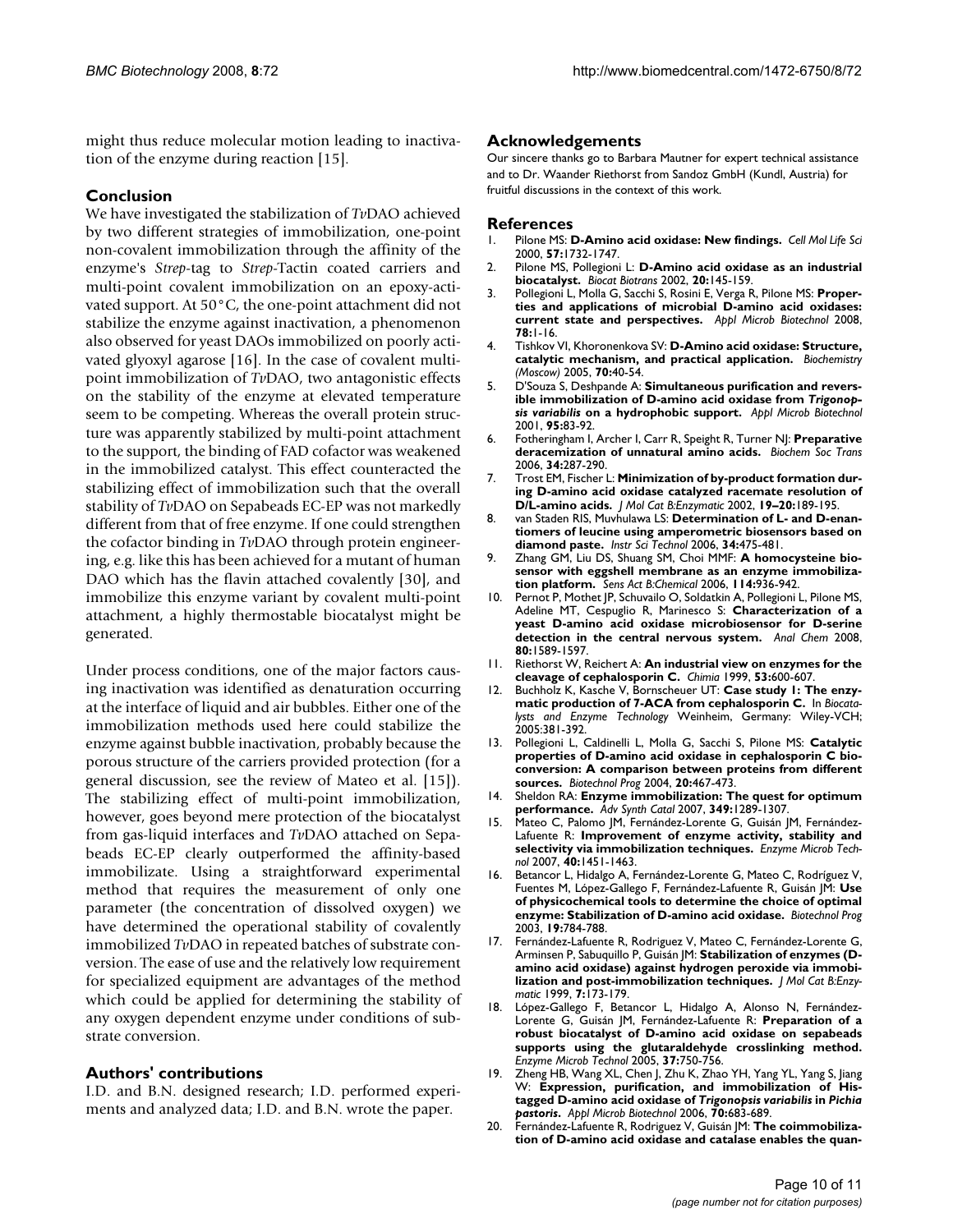might thus reduce molecular motion leading to inactivation of the enzyme during reaction [15].

## Conclusion

We have investigated the stabilization of *Tv*DAO achieved by two different strategies of immobilization, one-point non-covalent immobilization through the affinity of the enzyme's *Strep*-tag to *Strep*-Tactin coated carriers and multi-point covalent immobilization on an epoxy-activated support. At 50°C, the one-point attachment did not stabilize the enzyme against inactivation, a phenomenon also observed for yeast DAOs immobilized on poorly activated glyoxyl agarose [16]. In the case of covalent multi-point immobilization of *Tv*DAO, two antagonistic effects on the stability of the enzyme at elevated temperature seem to be competing. Whereas the overall protein structure was apparently stabilized by multi-point attachment to the support, the binding of FAD cofactor was weakened in the immobilized catalyst. This effect counteracted the stabilizing effect of immobilization such that the overall stability of *Tv*DAO on Sepabeads EC-EP was not markedly different from that of free enzyme. If one could strengthen the cofactor binding in *Tv*DAO through protein engineering, e.g. like this has been achieved for a mutant of human DAO which has the flavin attached covalently [30], and immobilize this enzyme variant by covalent multi-point attachment, a highly thermostable biocatalyst might be generated.

Under process conditions, one of the major factors causing inactivation was identified as denaturation occurring at the interface of liquid and air bubbles. Either one of the immobilization methods used here could stabilize the enzyme against bubble inactivation, probably because the porous structure of the carriers provided protection (for a general discussion, see the review of Mateo et al. [15]). The stabilizing effect of multi-point immobilization, however, goes beyond mere protection of the biocatalyst from gas-liquid interfaces and *Tv*DAO attached on Sepabeads EC-EP clearly outperformed the affinity-based immobilizate. Using a straightforward experimental method that requires the measurement of only one parameter (the concentration of dissolved oxygen) we have determined the operational stability of covalently immobilized *Tv*DAO in repeated batches of substrate conversion. The ease of use and the relatively low requirement for specialized equipment are advantages of the method which could be applied for determining the stability of any oxygen dependent enzyme under conditions of substrate conversion.

## Authors' contributions

I.D. and B.N. designed research; I.D. performed experiments and analyzed data; I.D. and B.N. wrote the paper.

## Acknowledgements

Our sincere thanks go to Barbara Mautner for expert technical assistance and to Dr. Waander Riethorst from Sandoz GmbH (Kundl, Austria) for fruitful discussions in the context of this work.

## References

1. Pilone MS: **D-Amino acid oxidase: New findings.** *Cell Mol Life Sci* 2000, **57:**1732-1747.
2. Pilone MS, Pollegioni L: **D-Amino acid oxidase as an industrial biocatalyst.** *Biocat Biotrans* 2002, **20:**145-159.
3. Pollegioni L, Molla G, Sacchi S, Rosini E, Verga R, Pilone MS: **Properties and applications of microbial D-amino acid oxidases: current state and perspectives.** *Appl Microb Biotechnol* 2008, **78:**1-16.
4. Tishkov VI, Khoronenkova SV: **D-Amino acid oxidase: Structure, catalytic mechanism, and practical application.** *Biochemistry (Moscow)* 2005, **70:**40-54.
5. D'Souza S, Deshpande A: **Simultaneous purification and reversible immobilization of D-amino acid oxidase from *Trigonopsis variabilis* on a hydrophobic support.** *Appl Microb Biotechnol* 2001, **95:**83-92.
6. Fotheringham I, Archer I, Carr R, Speight R, Turner NJ: **Preparative deracemization of unnatural amino acids.** *Biochem Soc Trans* 2006, **34:**287-290.
7. Trost EM, Fischer L: **Minimization of by-product formation during D-amino acid oxidase catalyzed racemate resolution of D/L-amino acids.** *J Mol Cat B:Enzymatic* 2002, **19–20:**189-195.
8. van Staden RIS, Muvhulawa LS: **Determination of L- and D-enantiomers of leucine using amperometric biosensors based on diamond paste.** *Instr Sci Technol* 2006, **34:**475-481.
9. Zhang GM, Liu DS, Shuang SM, Choi MMF: **A homocysteine biosensor with eggshell membrane as an enzyme immobilization platform.** *Sens Act B:Chemical* 2006, **114:**936-942.
10. Pernot P, Mothet JP, Schuvailo O, Soldatkin A, Pollegioni L, Pilone MS, Adeline MT, Cespuglio R, Marinesco S: **Characterization of a yeast D-amino acid oxidase microbiosensor for D-serine detection in the central nervous system.** *Anal Chem* 2008, **80:**1589-1597.
11. Riethorst W, Reichert A: **An industrial view on enzymes for the cleavage of cephalosporin C.** *Chimia* 1999, **53:**600-607.
12. Buchholz K, Kasche V, Bornscheuer UT: **Case study 1: The enzymatic production of 7-ACA from cephalosporin C.** In *Biocatalysts and Enzyme Technology* Weinheim, Germany: Wiley-VCH; 2005:381-392.
13. Pollegioni L, Caldinelli L, Molla G, Sacchi S, Pilone MS: **Catalytic properties of D-amino acid oxidase in cephalosporin C bioconversion: A comparison between proteins from different sources.** *Biotechnol Prog* 2004, **20:**467-473.
14. Sheldon RA: **Enzyme immobilization: The quest for optimum performance.** *Adv Synth Catal* 2007, **349:**1289-1307.
15. Mateo C, Palomo JM, Fernández-Lorente G, Guisán JM, Fernández-Lafuente R: **Improvement of enzyme activity, stability and selectivity via immobilization techniques.** *Enzyme Microb Technol* 2007, **40:**1451-1463.
16. Betancor L, Hidalgo A, Fernández-Lorente G, Mateo C, Rodríguez V, Fuentes M, López-Gallego F, Fernández-Lafuente R, Guisán JM: **Use of physicochemical tools to determine the choice of optimal enzyme: Stabilization of D-amino acid oxidase.** *Biotechnol Prog* 2003, **19:**784-788.
17. Fernández-Lafuente R, Rodriguez V, Mateo C, Fernández-Lorente G, Arminsen P, Sabuquillo P, Guisán JM: **Stabilization of enzymes (D-amino acid oxidase) against hydrogen peroxide via immobilization and post-immobilization techniques.** *J Mol Cat B:Enzymatic* 1999, **7:**173-179.
18. López-Gallego F, Betancor L, Hidalgo A, Alonso N, Fernández-Lorente G, Guisán JM, Fernández-Lafuente R: **Preparation of a robust biocatalyst of D-amino acid oxidase on sepabeads supports using the glutaraldehyde crosslinking method.** *Enzyme Microb Technol* 2005, **37:**750-756.
19. Zheng HB, Wang XL, Chen J, Zhu K, Zhao YH, Yang YL, Yang S, Jiang W: **Expression, purification, and immobilization of His-tagged D-amino acid oxidase of *Trigonopsis variabilis* in *Pichia pastoris*.** *Appl Microb Biotechnol* 2006, **70:**683-689.
20. Fernández-Lafuente R, Rodriguez V, Guisán JM: **The coimmobilization of D-amino acid oxidase and catalase enables the quan-**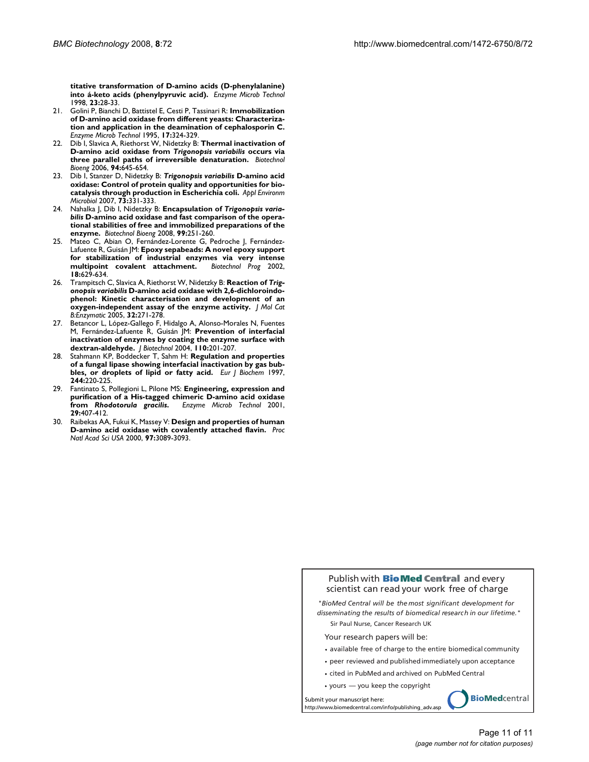titative transformation of D-amino acids (D-phenylalanine) into á-keto acids (phenylpyruvic acid).** *Enzyme Microb Technol* 1998, **23:**28-33.

21. Golini P, Bianchi D, Battistel E, Cesti P, Tassinari R: **Immobilization of D-amino acid oxidase from different yeasts: Characterization and application in the deamination of cephalosporin C.** *Enzyme Microb Technol* 1995, **17:**324-329.
22. Dib I, Slavica A, Riethorst W, Nidetzky B: **Thermal inactivation of D-amino acid oxidase from *Trigonopsis variabilis* occurs via three parallel paths of irreversible denaturation.** *Biotechnol Bioeng* 2006, **94:**645-654.
23. Dib I, Stanzer D, Nidetzky B: ***Trigonopsis variabilis* D-amino acid oxidase: Control of protein quality and opportunities for biocatalysis through production in Escherichia coli.** *Appl Environm Microbiol* 2007, **73:**331-333.
24. Nahalka J, Dib I, Nidetzky B: **Encapsulation of *Trigonopsis variabilis* D-amino acid oxidase and fast comparison of the operational stabilities of free and immobilized preparations of the enzyme.** *Biotechnol Bioeng* 2008, **99:**251-260.
25. Mateo C, Abian O, Fernández-Lorente G, Pedroche J, Fernández-Lafuente R, Guisán JM: **Epoxy sepabeads: A novel epoxy support for stabilization of industrial enzymes via very intense multipoint covalent attachment.** *Biotechnol Prog* 2002, **18:**629-634.
26. Trampitsch C, Slavica A, Riethorst W, Nidetzky B: **Reaction of *Trigonopsis variabilis* D-amino acid oxidase with 2,6-dichloroindophenol: Kinetic characterisation and development of an oxygen-independent assay of the enzyme activity.** *J Mol Cat B:Enzymatic* 2005, **32:**271-278.
27. Betancor L, López-Gallego F, Hidalgo A, Alonso-Morales N, Fuentes M, Fernández-Lafuente R, Guisán JM: **Prevention of interfacial inactivation of enzymes by coating the enzyme surface with dextran-aldehyde.** *J Biotechnol* 2004, **110:**201-207.
28. Stahmann KP, Boddecker T, Sahm H: **Regulation and properties of a fungal lipase showing interfacial inactivation by gas bubbles, or droplets of lipid or fatty acid.** *Eur J Biochem* 1997, **244:**220-225.
29. Fantinato S, Pollegioni L, Pilone MS: **Engineering, expression and purification of a His-tagged chimeric D-amino acid oxidase from *Rhodotorula gracilis*.** *Enzyme Microb Technol* 2001, **29:**407-412.
30. Raibekas AA, Fukui K, Massey V: **Design and properties of human D-amino acid oxidase with covalently attached flavin.** *Proc Natl Acad Sci USA* 2000, **97:**3089-3093.

Publish with **BioMed Central** and every scientist can read your work free of charge

*"BioMed Central will be the most significant development for disseminating the results of biomedical research in our lifetime."*

Sir Paul Nurse, Cancer Research UK

Your research papers will be:

- available free of charge to the entire biomedical community
- peer reviewed and published immediately upon acceptance
- cited in PubMed and archived on PubMed Central
- yours — you keep the copyright

Submit your manuscript here:
http://www.biomedcentral.com/info/publishing_adv.asp

BioMedcentral